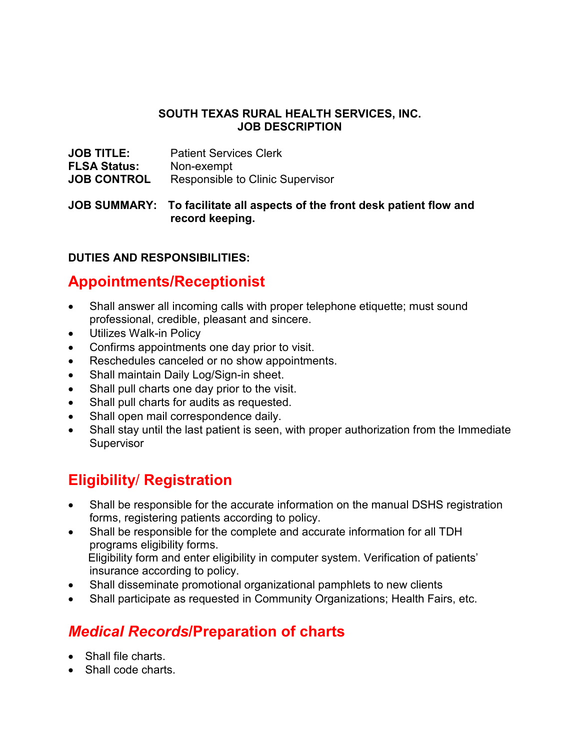**SOUTH TEXAS RURAL HEALTH SERVICES, INC.**
**JOB DESCRIPTION**

**JOB TITLE:** Patient Services Clerk
**FLSA Status:** Non-exempt
**JOB CONTROL** Responsible to Clinic Supervisor

**JOB SUMMARY: To facilitate all aspects of the front desk patient flow and record keeping.**

**DUTIES AND RESPONSIBILITIES:**

## Appointments/Receptionist

- Shall answer all incoming calls with proper telephone etiquette; must sound professional, credible, pleasant and sincere.
- Utilizes Walk-in Policy
- Confirms appointments one day prior to visit.
- Reschedules canceled or no show appointments.
- Shall maintain Daily Log/Sign-in sheet.
- Shall pull charts one day prior to the visit.
- Shall pull charts for audits as requested.
- Shall open mail correspondence daily.
- Shall stay until the last patient is seen, with proper authorization from the Immediate Supervisor

## Eligibility/ Registration

- Shall be responsible for the accurate information on the manual DSHS registration forms, registering patients according to policy.
- Shall be responsible for the complete and accurate information for all TDH programs eligibility forms.
  Eligibility form and enter eligibility in computer system. Verification of patients' insurance according to policy.
- Shall disseminate promotional organizational pamphlets to new clients
- Shall participate as requested in Community Organizations; Health Fairs, etc.

## *Medical Records*/Preparation of charts

- Shall file charts.
- Shall code charts.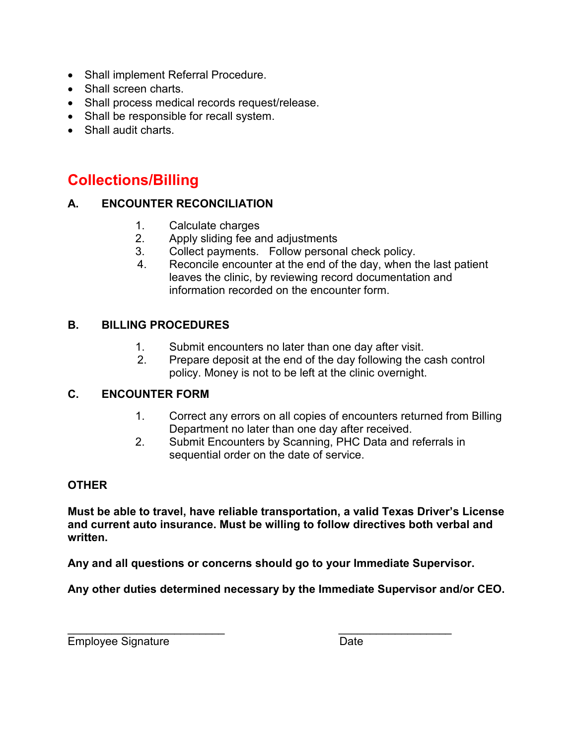- Shall implement Referral Procedure.
- Shall screen charts.
- Shall process medical records request/release.
- Shall be responsible for recall system.
- Shall audit charts.

## Collections/Billing

### A. ENCOUNTER RECONCILIATION

1. Calculate charges
2. Apply sliding fee and adjustments
3. Collect payments. Follow personal check policy.
4. Reconcile encounter at the end of the day, when the last patient leaves the clinic, by reviewing record documentation and information recorded on the encounter form.

### B. BILLING PROCEDURES

1. Submit encounters no later than one day after visit.
2. Prepare deposit at the end of the day following the cash control policy. Money is not to be left at the clinic overnight.

### C. ENCOUNTER FORM

1. Correct any errors on all copies of encounters returned from Billing Department no later than one day after received.
2. Submit Encounters by Scanning, PHC Data and referrals in sequential order on the date of service.

**OTHER**

**Must be able to travel, have reliable transportation, a valid Texas Driver's License and current auto insurance. Must be willing to follow directives both verbal and written.**

**Any and all questions or concerns should go to your Immediate Supervisor.**

**Any other duties determined necessary by the Immediate Supervisor and/or CEO.**

_________________________ Employee Signature

__________________ Date